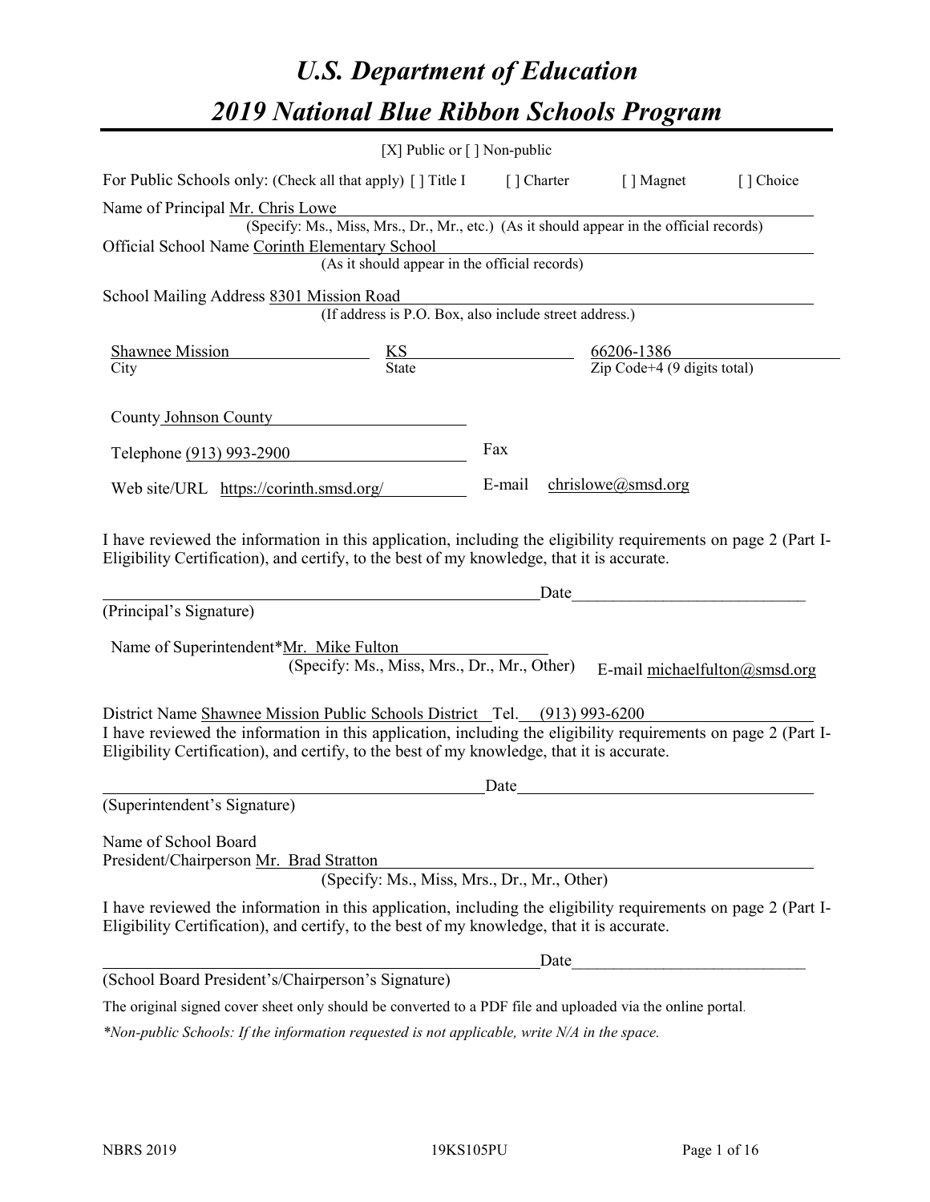# *U.S. Department of Education*

# *2019 National Blue Ribbon Schools Program*

[X] Public or [ ] Non-public

For Public Schools only: (Check all that apply) [ ] Title I [ ] Charter [ ] Magnet [ ] Choice

Name of Principal Mr. Chris Lowe
(Specify: Ms., Miss, Mrs., Dr., Mr., etc.) (As it should appear in the official records)

Official School Name Corinth Elementary School
(As it should appear in the official records)

School Mailing Address 8301 Mission Road
(If address is P.O. Box, also include street address.)

| Shawnee Mission | KS | 66206-1386 |
|---|---|---|
| City | State | Zip Code+4 (9 digits total) |

County Johnson County

Telephone (913) 993-2900 Fax

Web site/URL https://corinth.smsd.org/ E-mail chrislowe@smsd.org

I have reviewed the information in this application, including the eligibility requirements on page 2 (Part I-Eligibility Certification), and certify, to the best of my knowledge, that it is accurate.

_______________________________________________ Date___________________________

(Principal's Signature)

Name of Superintendent*Mr. Mike Fulton
(Specify: Ms., Miss, Mrs., Dr., Mr., Other) E-mail michaelfulton@smsd.org

District Name Shawnee Mission Public Schools District Tel. (913) 993-6200

I have reviewed the information in this application, including the eligibility requirements on page 2 (Part I-Eligibility Certification), and certify, to the best of my knowledge, that it is accurate.

_______________________________________________ Date___________________________

(Superintendent's Signature)

Name of School Board
President/Chairperson Mr. Brad Stratton
(Specify: Ms., Miss, Mrs., Dr., Mr., Other)

I have reviewed the information in this application, including the eligibility requirements on page 2 (Part I-Eligibility Certification), and certify, to the best of my knowledge, that it is accurate.

_______________________________________________ Date___________________________

(School Board President's/Chairperson's Signature)

The original signed cover sheet only should be converted to a PDF file and uploaded via the online portal.

*\*Non-public Schools: If the information requested is not applicable, write N/A in the space.*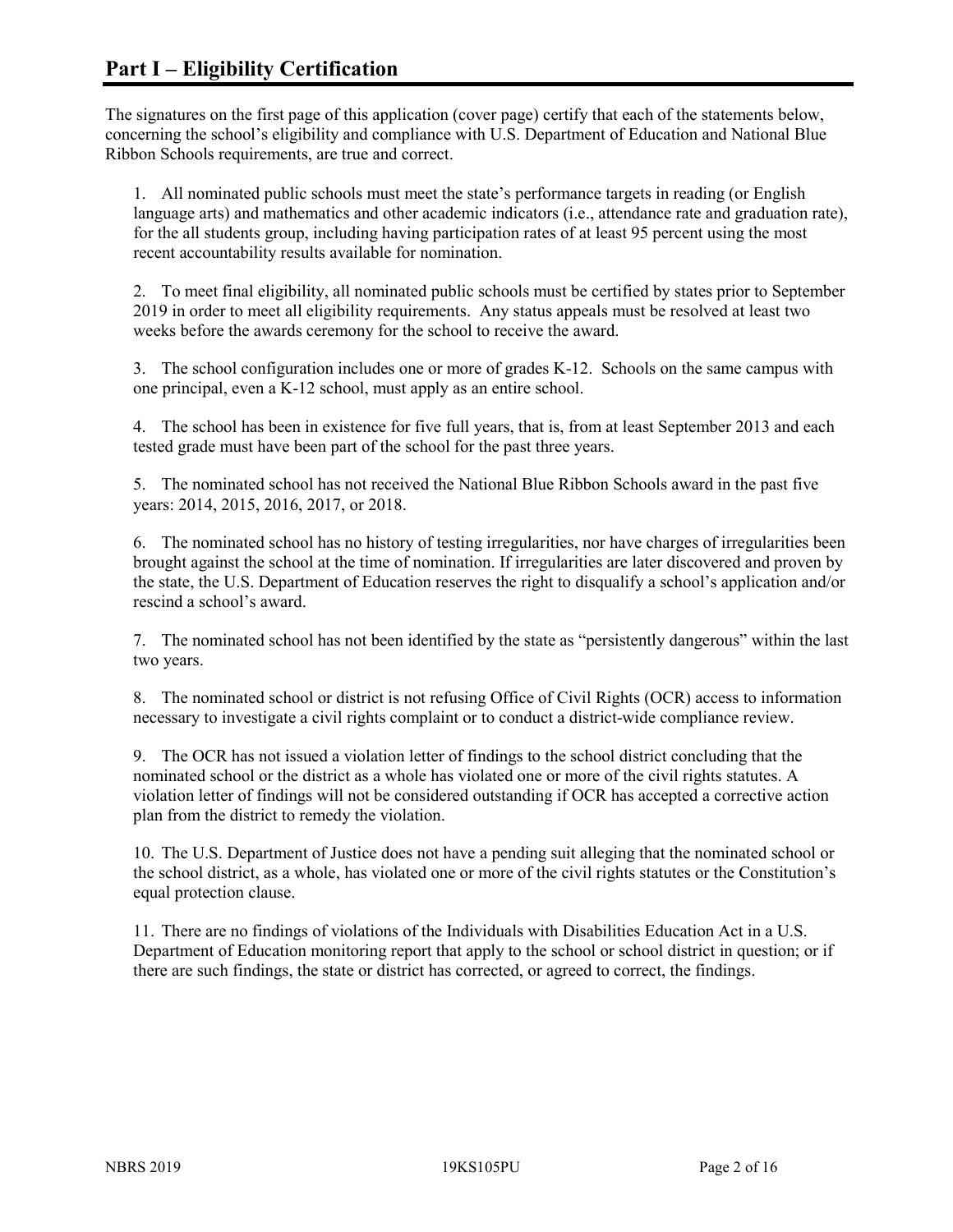## Part I – Eligibility Certification

The signatures on the first page of this application (cover page) certify that each of the statements below, concerning the school's eligibility and compliance with U.S. Department of Education and National Blue Ribbon Schools requirements, are true and correct.

1. All nominated public schools must meet the state's performance targets in reading (or English language arts) and mathematics and other academic indicators (i.e., attendance rate and graduation rate), for the all students group, including having participation rates of at least 95 percent using the most recent accountability results available for nomination.

2. To meet final eligibility, all nominated public schools must be certified by states prior to September 2019 in order to meet all eligibility requirements. Any status appeals must be resolved at least two weeks before the awards ceremony for the school to receive the award.

3. The school configuration includes one or more of grades K-12. Schools on the same campus with one principal, even a K-12 school, must apply as an entire school.

4. The school has been in existence for five full years, that is, from at least September 2013 and each tested grade must have been part of the school for the past three years.

5. The nominated school has not received the National Blue Ribbon Schools award in the past five years: 2014, 2015, 2016, 2017, or 2018.

6. The nominated school has no history of testing irregularities, nor have charges of irregularities been brought against the school at the time of nomination. If irregularities are later discovered and proven by the state, the U.S. Department of Education reserves the right to disqualify a school's application and/or rescind a school's award.

7. The nominated school has not been identified by the state as "persistently dangerous" within the last two years.

8. The nominated school or district is not refusing Office of Civil Rights (OCR) access to information necessary to investigate a civil rights complaint or to conduct a district-wide compliance review.

9. The OCR has not issued a violation letter of findings to the school district concluding that the nominated school or the district as a whole has violated one or more of the civil rights statutes. A violation letter of findings will not be considered outstanding if OCR has accepted a corrective action plan from the district to remedy the violation.

10. The U.S. Department of Justice does not have a pending suit alleging that the nominated school or the school district, as a whole, has violated one or more of the civil rights statutes or the Constitution's equal protection clause.

11. There are no findings of violations of the Individuals with Disabilities Education Act in a U.S. Department of Education monitoring report that apply to the school or school district in question; or if there are such findings, the state or district has corrected, or agreed to correct, the findings.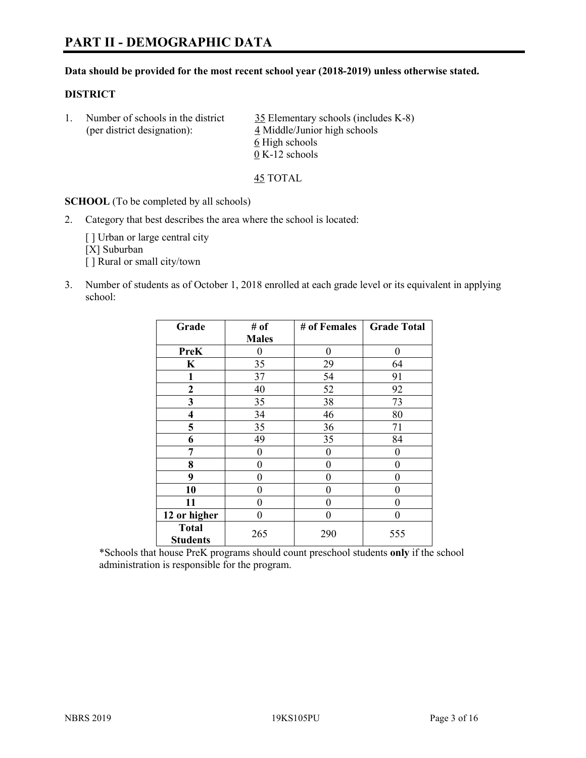# PART II - DEMOGRAPHIC DATA

**Data should be provided for the most recent school year (2018-2019) unless otherwise stated.**

**DISTRICT**

1. Number of schools in the district (per district designation):
   35 Elementary schools (includes K-8)
   4 Middle/Junior high schools
   6 High schools
   0 K-12 schools

   45 TOTAL

**SCHOOL** (To be completed by all schools)

2. Category that best describes the area where the school is located:

   [ ] Urban or large central city
   [X] Suburban
   [ ] Rural or small city/town

3. Number of students as of October 1, 2018 enrolled at each grade level or its equivalent in applying school:

| Grade | # of Males | # of Females | Grade Total |
|---|---|---|---|
| **PreK** | 0 | 0 | 0 |
| **K** | 35 | 29 | 64 |
| **1** | 37 | 54 | 91 |
| **2** | 40 | 52 | 92 |
| **3** | 35 | 38 | 73 |
| **4** | 34 | 46 | 80 |
| **5** | 35 | 36 | 71 |
| **6** | 49 | 35 | 84 |
| **7** | 0 | 0 | 0 |
| **8** | 0 | 0 | 0 |
| **9** | 0 | 0 | 0 |
| **10** | 0 | 0 | 0 |
| **11** | 0 | 0 | 0 |
| **12 or higher** | 0 | 0 | 0 |
| **Total Students** | 265 | 290 | 555 |

*Schools that house PreK programs should count preschool students **only** if the school administration is responsible for the program.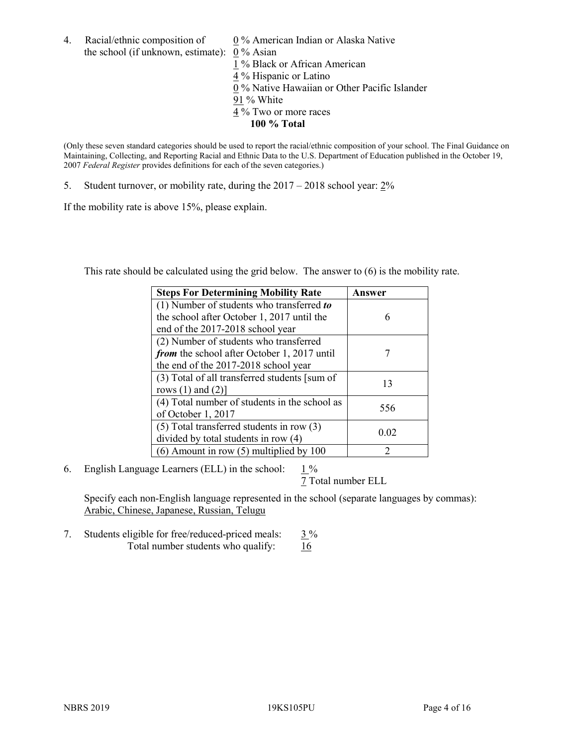4. Racial/ethnic composition of the school (if unknown, estimate):
   0 % American Indian or Alaska Native
   0 % Asian
   1 % Black or African American
   4 % Hispanic or Latino
   0 % Native Hawaiian or Other Pacific Islander
   91 % White
   4 % Two or more races
   **100 % Total**

(Only these seven standard categories should be used to report the racial/ethnic composition of your school. The Final Guidance on Maintaining, Collecting, and Reporting Racial and Ethnic Data to the U.S. Department of Education published in the October 19, 2007 *Federal Register* provides definitions for each of the seven categories.)

5. Student turnover, or mobility rate, during the 2017 – 2018 school year: 2%

If the mobility rate is above 15%, please explain.

This rate should be calculated using the grid below. The answer to (6) is the mobility rate.

| Steps For Determining Mobility Rate | Answer |
|---|---|
| (1) Number of students who transferred ***to*** the school after October 1, 2017 until the end of the 2017-2018 school year | 6 |
| (2) Number of students who transferred ***from*** the school after October 1, 2017 until the end of the 2017-2018 school year | 7 |
| (3) Total of all transferred students [sum of rows (1) and (2)] | 13 |
| (4) Total number of students in the school as of October 1, 2017 | 556 |
| (5) Total transferred students in row (3) divided by total students in row (4) | 0.02 |
| (6) Amount in row (5) multiplied by 100 | 2 |

6. English Language Learners (ELL) in the school: 1 %
   7 Total number ELL

   Specify each non-English language represented in the school (separate languages by commas):
   Arabic, Chinese, Japanese, Russian, Telugu

7. Students eligible for free/reduced-priced meals: 3 %
   Total number students who qualify: 16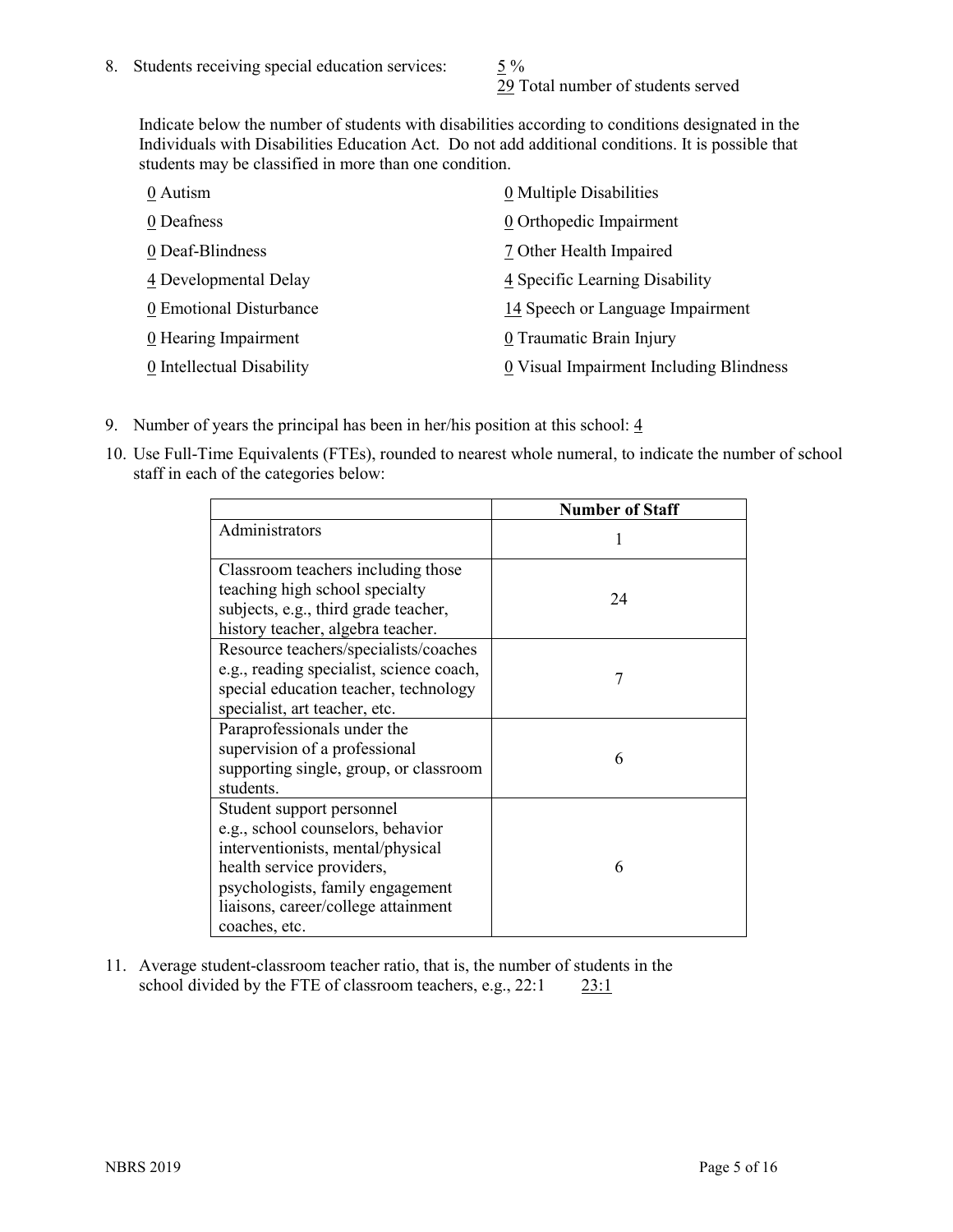8. Students receiving special education services: 5 %
   29 Total number of students served

Indicate below the number of students with disabilities according to conditions designated in the Individuals with Disabilities Education Act. Do not add additional conditions. It is possible that students may be classified in more than one condition.

0 Autism
0 Deafness
0 Deaf-Blindness
4 Developmental Delay
0 Emotional Disturbance
0 Hearing Impairment
0 Intellectual Disability
0 Multiple Disabilities
0 Orthopedic Impairment
7 Other Health Impaired
4 Specific Learning Disability
14 Speech or Language Impairment
0 Traumatic Brain Injury
0 Visual Impairment Including Blindness

9. Number of years the principal has been in her/his position at this school: 4

10. Use Full-Time Equivalents (FTEs), rounded to nearest whole numeral, to indicate the number of school staff in each of the categories below:

| | Number of Staff |
|---|---|
| Administrators | 1 |
| Classroom teachers including those teaching high school specialty subjects, e.g., third grade teacher, history teacher, algebra teacher. | 24 |
| Resource teachers/specialists/coaches e.g., reading specialist, science coach, special education teacher, technology specialist, art teacher, etc. | 7 |
| Paraprofessionals under the supervision of a professional supporting single, group, or classroom students. | 6 |
| Student support personnel e.g., school counselors, behavior interventionists, mental/physical health service providers, psychologists, family engagement liaisons, career/college attainment coaches, etc. | 6 |

11. Average student-classroom teacher ratio, that is, the number of students in the school divided by the FTE of classroom teachers, e.g., 22:1 23:1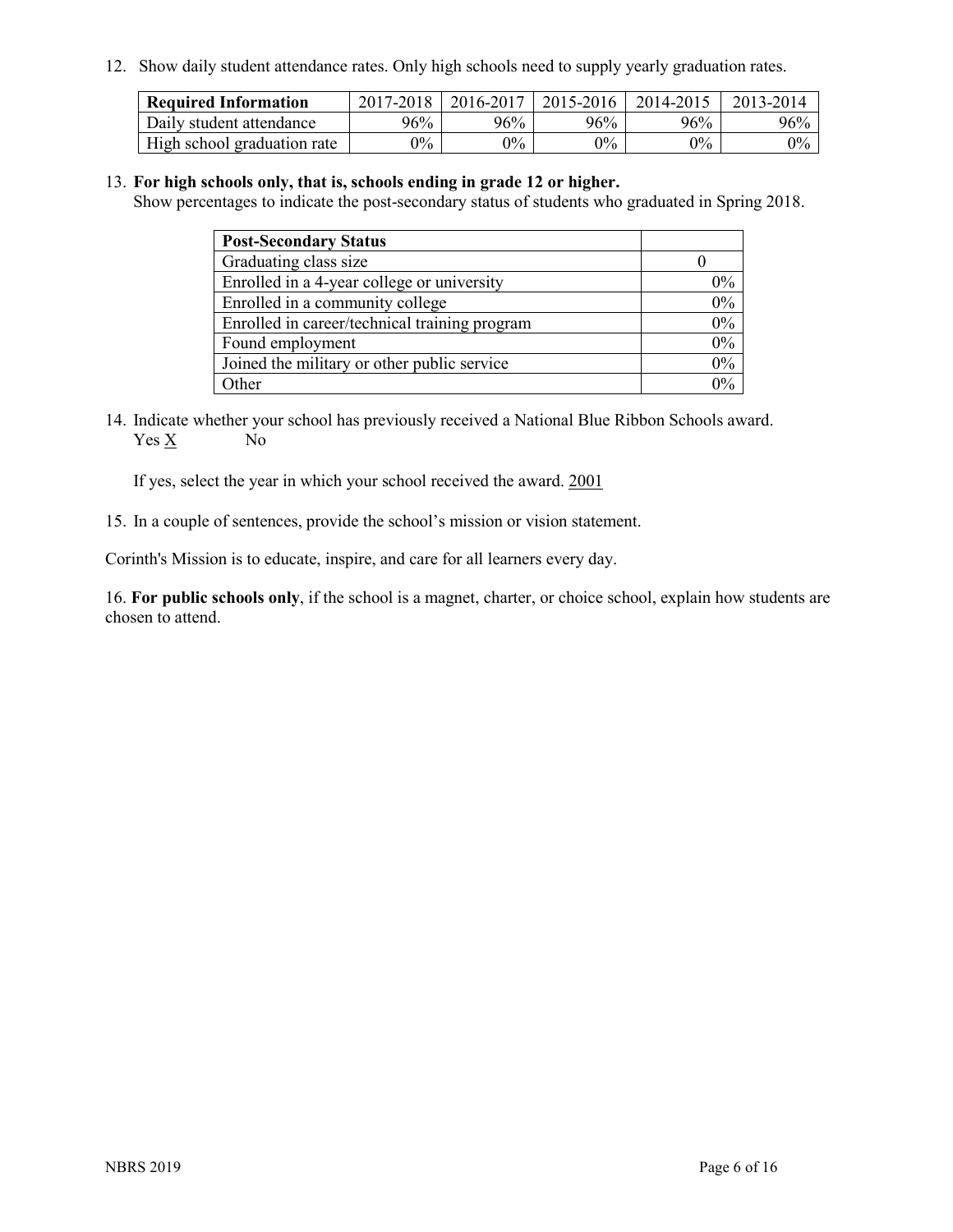12. Show daily student attendance rates. Only high schools need to supply yearly graduation rates.

| Required Information | 2017-2018 | 2016-2017 | 2015-2016 | 2014-2015 | 2013-2014 |
|---|---|---|---|---|---|
| Daily student attendance | 96% | 96% | 96% | 96% | 96% |
| High school graduation rate | 0% | 0% | 0% | 0% | 0% |

13. **For high schools only, that is, schools ending in grade 12 or higher.**
Show percentages to indicate the post-secondary status of students who graduated in Spring 2018.

| Post-Secondary Status | |
|---|---|
| Graduating class size | 0 |
| Enrolled in a 4-year college or university | 0% |
| Enrolled in a community college | 0% |
| Enrolled in career/technical training program | 0% |
| Found employment | 0% |
| Joined the military or other public service | 0% |
| Other | 0% |

14. Indicate whether your school has previously received a National Blue Ribbon Schools award.
Yes X No

If yes, select the year in which your school received the award. 2001

15. In a couple of sentences, provide the school's mission or vision statement.

Corinth's Mission is to educate, inspire, and care for all learners every day.

16. **For public schools only**, if the school is a magnet, charter, or choice school, explain how students are chosen to attend.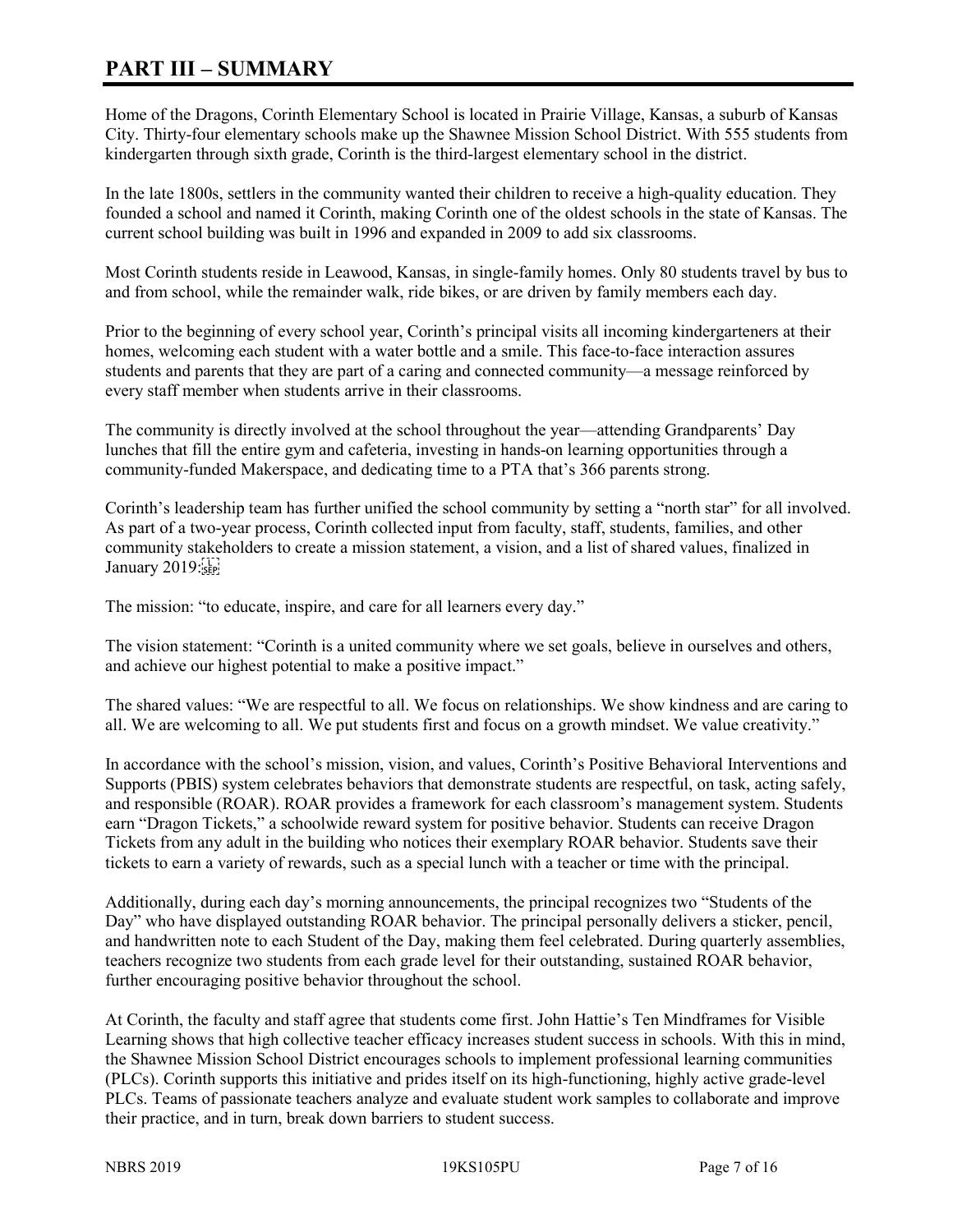# PART III – SUMMARY

Home of the Dragons, Corinth Elementary School is located in Prairie Village, Kansas, a suburb of Kansas City. Thirty-four elementary schools make up the Shawnee Mission School District. With 555 students from kindergarten through sixth grade, Corinth is the third-largest elementary school in the district.

In the late 1800s, settlers in the community wanted their children to receive a high-quality education. They founded a school and named it Corinth, making Corinth one of the oldest schools in the state of Kansas. The current school building was built in 1996 and expanded in 2009 to add six classrooms.

Most Corinth students reside in Leawood, Kansas, in single-family homes. Only 80 students travel by bus to and from school, while the remainder walk, ride bikes, or are driven by family members each day.

Prior to the beginning of every school year, Corinth's principal visits all incoming kindergarteners at their homes, welcoming each student with a water bottle and a smile. This face-to-face interaction assures students and parents that they are part of a caring and connected community—a message reinforced by every staff member when students arrive in their classrooms.

The community is directly involved at the school throughout the year—attending Grandparents' Day lunches that fill the entire gym and cafeteria, investing in hands-on learning opportunities through a community-funded Makerspace, and dedicating time to a PTA that's 366 parents strong.

Corinth's leadership team has further unified the school community by setting a "north star" for all involved. As part of a two-year process, Corinth collected input from faculty, staff, students, families, and other community stakeholders to create a mission statement, a vision, and a list of shared values, finalized in January 2019:

The mission: "to educate, inspire, and care for all learners every day."

The vision statement: "Corinth is a united community where we set goals, believe in ourselves and others, and achieve our highest potential to make a positive impact."

The shared values: "We are respectful to all. We focus on relationships. We show kindness and are caring to all. We are welcoming to all. We put students first and focus on a growth mindset. We value creativity."

In accordance with the school's mission, vision, and values, Corinth's Positive Behavioral Interventions and Supports (PBIS) system celebrates behaviors that demonstrate students are respectful, on task, acting safely, and responsible (ROAR). ROAR provides a framework for each classroom's management system. Students earn "Dragon Tickets," a schoolwide reward system for positive behavior. Students can receive Dragon Tickets from any adult in the building who notices their exemplary ROAR behavior. Students save their tickets to earn a variety of rewards, such as a special lunch with a teacher or time with the principal.

Additionally, during each day's morning announcements, the principal recognizes two "Students of the Day" who have displayed outstanding ROAR behavior. The principal personally delivers a sticker, pencil, and handwritten note to each Student of the Day, making them feel celebrated. During quarterly assemblies, teachers recognize two students from each grade level for their outstanding, sustained ROAR behavior, further encouraging positive behavior throughout the school.

At Corinth, the faculty and staff agree that students come first. John Hattie's Ten Mindframes for Visible Learning shows that high collective teacher efficacy increases student success in schools. With this in mind, the Shawnee Mission School District encourages schools to implement professional learning communities (PLCs). Corinth supports this initiative and prides itself on its high-functioning, highly active grade-level PLCs. Teams of passionate teachers analyze and evaluate student work samples to collaborate and improve their practice, and in turn, break down barriers to student success.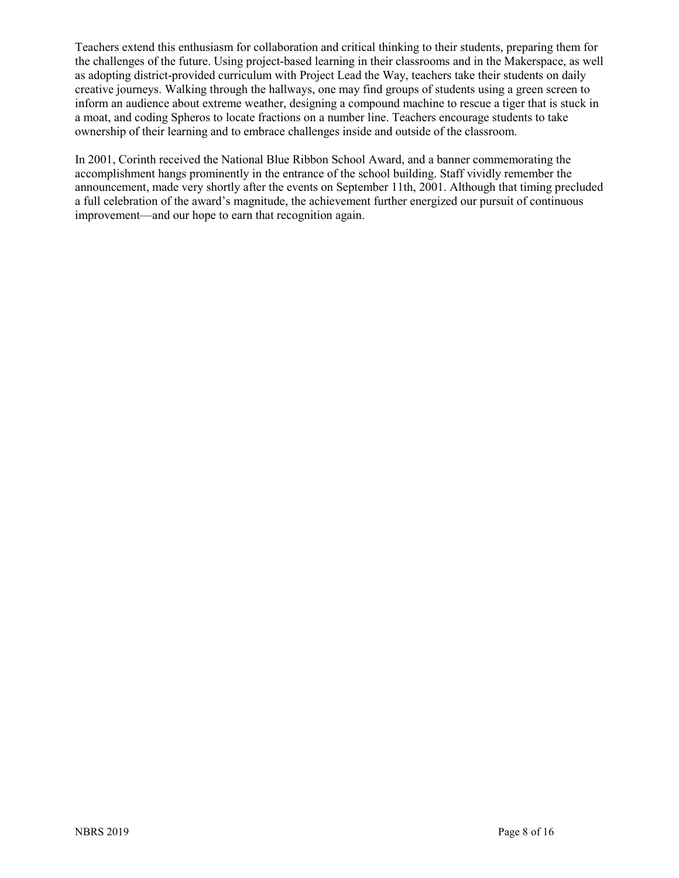Teachers extend this enthusiasm for collaboration and critical thinking to their students, preparing them for the challenges of the future. Using project-based learning in their classrooms and in the Makerspace, as well as adopting district-provided curriculum with Project Lead the Way, teachers take their students on daily creative journeys. Walking through the hallways, one may find groups of students using a green screen to inform an audience about extreme weather, designing a compound machine to rescue a tiger that is stuck in a moat, and coding Spheros to locate fractions on a number line. Teachers encourage students to take ownership of their learning and to embrace challenges inside and outside of the classroom.

In 2001, Corinth received the National Blue Ribbon School Award, and a banner commemorating the accomplishment hangs prominently in the entrance of the school building. Staff vividly remember the announcement, made very shortly after the events on September 11th, 2001. Although that timing precluded a full celebration of the award's magnitude, the achievement further energized our pursuit of continuous improvement—and our hope to earn that recognition again.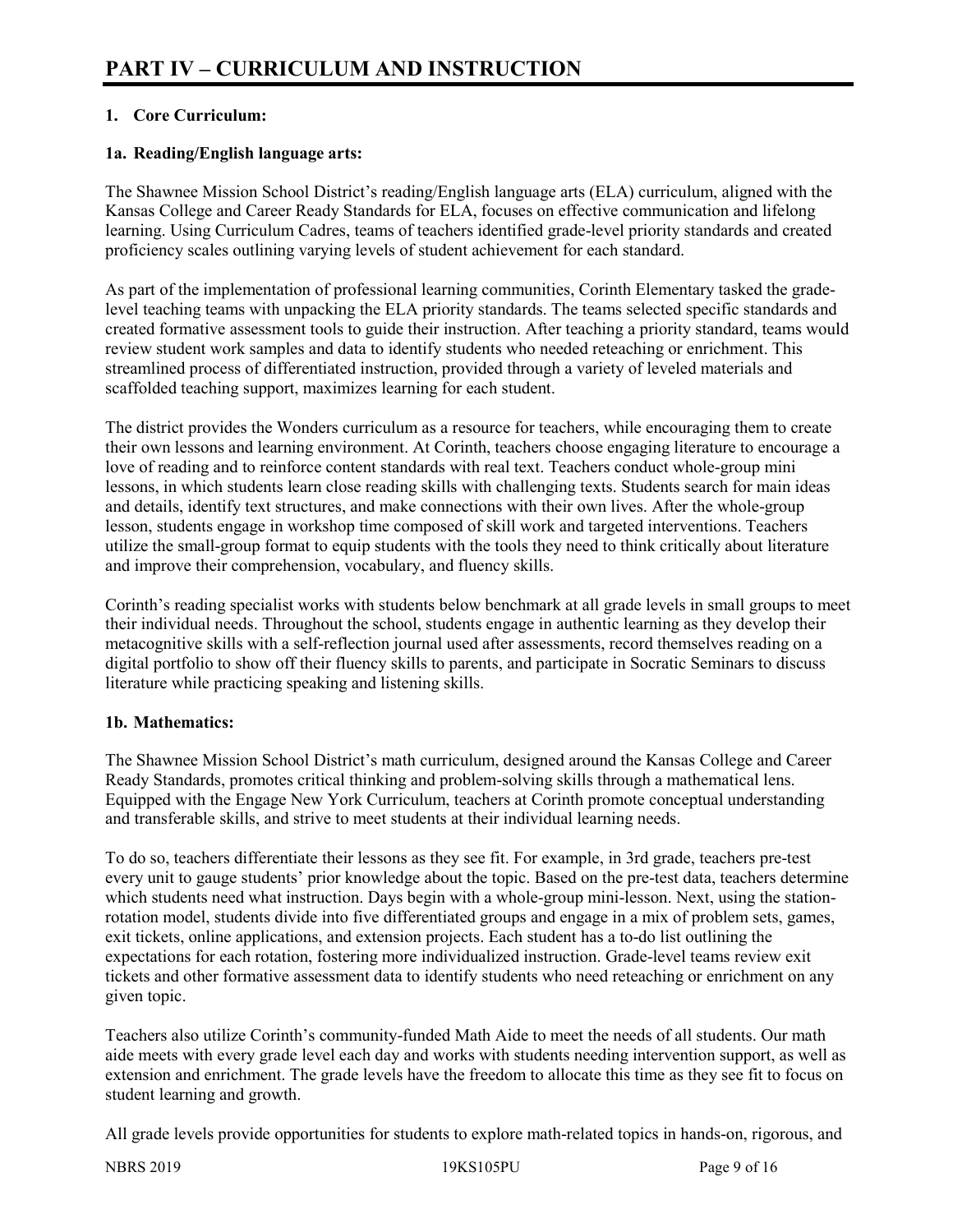# PART IV – CURRICULUM AND INSTRUCTION

## 1. Core Curriculum:

### 1a. Reading/English language arts:

The Shawnee Mission School District's reading/English language arts (ELA) curriculum, aligned with the Kansas College and Career Ready Standards for ELA, focuses on effective communication and lifelong learning. Using Curriculum Cadres, teams of teachers identified grade-level priority standards and created proficiency scales outlining varying levels of student achievement for each standard.

As part of the implementation of professional learning communities, Corinth Elementary tasked the grade-level teaching teams with unpacking the ELA priority standards. The teams selected specific standards and created formative assessment tools to guide their instruction. After teaching a priority standard, teams would review student work samples and data to identify students who needed reteaching or enrichment. This streamlined process of differentiated instruction, provided through a variety of leveled materials and scaffolded teaching support, maximizes learning for each student.

The district provides the Wonders curriculum as a resource for teachers, while encouraging them to create their own lessons and learning environment. At Corinth, teachers choose engaging literature to encourage a love of reading and to reinforce content standards with real text. Teachers conduct whole-group mini lessons, in which students learn close reading skills with challenging texts. Students search for main ideas and details, identify text structures, and make connections with their own lives. After the whole-group lesson, students engage in workshop time composed of skill work and targeted interventions. Teachers utilize the small-group format to equip students with the tools they need to think critically about literature and improve their comprehension, vocabulary, and fluency skills.

Corinth's reading specialist works with students below benchmark at all grade levels in small groups to meet their individual needs. Throughout the school, students engage in authentic learning as they develop their metacognitive skills with a self-reflection journal used after assessments, record themselves reading on a digital portfolio to show off their fluency skills to parents, and participate in Socratic Seminars to discuss literature while practicing speaking and listening skills.

### 1b. Mathematics:

The Shawnee Mission School District's math curriculum, designed around the Kansas College and Career Ready Standards, promotes critical thinking and problem-solving skills through a mathematical lens. Equipped with the Engage New York Curriculum, teachers at Corinth promote conceptual understanding and transferable skills, and strive to meet students at their individual learning needs.

To do so, teachers differentiate their lessons as they see fit. For example, in 3rd grade, teachers pre-test every unit to gauge students' prior knowledge about the topic. Based on the pre-test data, teachers determine which students need what instruction. Days begin with a whole-group mini-lesson. Next, using the station-rotation model, students divide into five differentiated groups and engage in a mix of problem sets, games, exit tickets, online applications, and extension projects. Each student has a to-do list outlining the expectations for each rotation, fostering more individualized instruction. Grade-level teams review exit tickets and other formative assessment data to identify students who need reteaching or enrichment on any given topic.

Teachers also utilize Corinth's community-funded Math Aide to meet the needs of all students. Our math aide meets with every grade level each day and works with students needing intervention support, as well as extension and enrichment. The grade levels have the freedom to allocate this time as they see fit to focus on student learning and growth.

All grade levels provide opportunities for students to explore math-related topics in hands-on, rigorous, and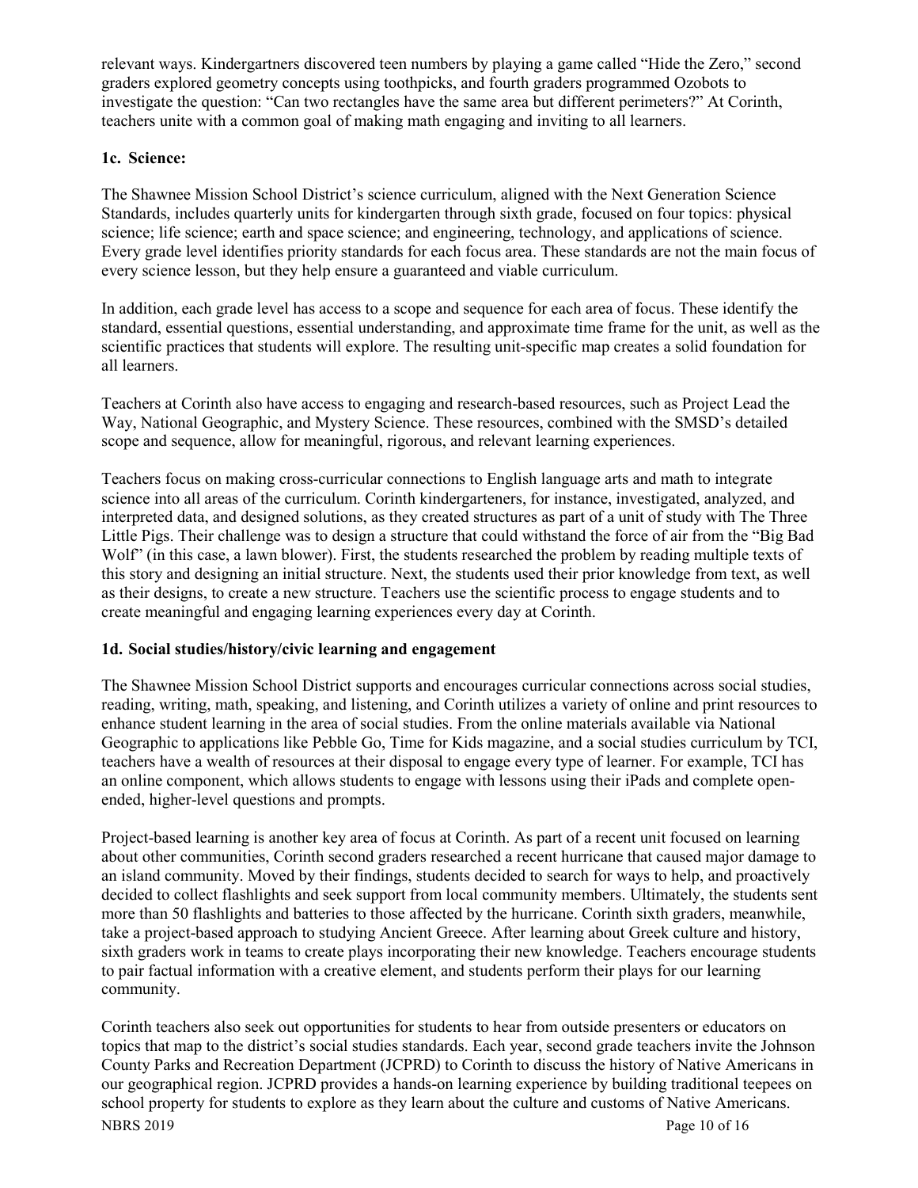relevant ways. Kindergartners discovered teen numbers by playing a game called "Hide the Zero," second graders explored geometry concepts using toothpicks, and fourth graders programmed Ozobots to investigate the question: "Can two rectangles have the same area but different perimeters?" At Corinth, teachers unite with a common goal of making math engaging and inviting to all learners.

**1c. Science:**

The Shawnee Mission School District's science curriculum, aligned with the Next Generation Science Standards, includes quarterly units for kindergarten through sixth grade, focused on four topics: physical science; life science; earth and space science; and engineering, technology, and applications of science. Every grade level identifies priority standards for each focus area. These standards are not the main focus of every science lesson, but they help ensure a guaranteed and viable curriculum.

In addition, each grade level has access to a scope and sequence for each area of focus. These identify the standard, essential questions, essential understanding, and approximate time frame for the unit, as well as the scientific practices that students will explore. The resulting unit-specific map creates a solid foundation for all learners.

Teachers at Corinth also have access to engaging and research-based resources, such as Project Lead the Way, National Geographic, and Mystery Science. These resources, combined with the SMSD's detailed scope and sequence, allow for meaningful, rigorous, and relevant learning experiences.

Teachers focus on making cross-curricular connections to English language arts and math to integrate science into all areas of the curriculum. Corinth kindergarteners, for instance, investigated, analyzed, and interpreted data, and designed solutions, as they created structures as part of a unit of study with The Three Little Pigs. Their challenge was to design a structure that could withstand the force of air from the "Big Bad Wolf" (in this case, a lawn blower). First, the students researched the problem by reading multiple texts of this story and designing an initial structure. Next, the students used their prior knowledge from text, as well as their designs, to create a new structure. Teachers use the scientific process to engage students and to create meaningful and engaging learning experiences every day at Corinth.

**1d. Social studies/history/civic learning and engagement**

The Shawnee Mission School District supports and encourages curricular connections across social studies, reading, writing, math, speaking, and listening, and Corinth utilizes a variety of online and print resources to enhance student learning in the area of social studies. From the online materials available via National Geographic to applications like Pebble Go, Time for Kids magazine, and a social studies curriculum by TCI, teachers have a wealth of resources at their disposal to engage every type of learner. For example, TCI has an online component, which allows students to engage with lessons using their iPads and complete open-ended, higher-level questions and prompts.

Project-based learning is another key area of focus at Corinth. As part of a recent unit focused on learning about other communities, Corinth second graders researched a recent hurricane that caused major damage to an island community. Moved by their findings, students decided to search for ways to help, and proactively decided to collect flashlights and seek support from local community members. Ultimately, the students sent more than 50 flashlights and batteries to those affected by the hurricane. Corinth sixth graders, meanwhile, take a project-based approach to studying Ancient Greece. After learning about Greek culture and history, sixth graders work in teams to create plays incorporating their new knowledge. Teachers encourage students to pair factual information with a creative element, and students perform their plays for our learning community.

Corinth teachers also seek out opportunities for students to hear from outside presenters or educators on topics that map to the district's social studies standards. Each year, second grade teachers invite the Johnson County Parks and Recreation Department (JCPRD) to Corinth to discuss the history of Native Americans in our geographical region. JCPRD provides a hands-on learning experience by building traditional teepees on school property for students to explore as they learn about the culture and customs of Native Americans.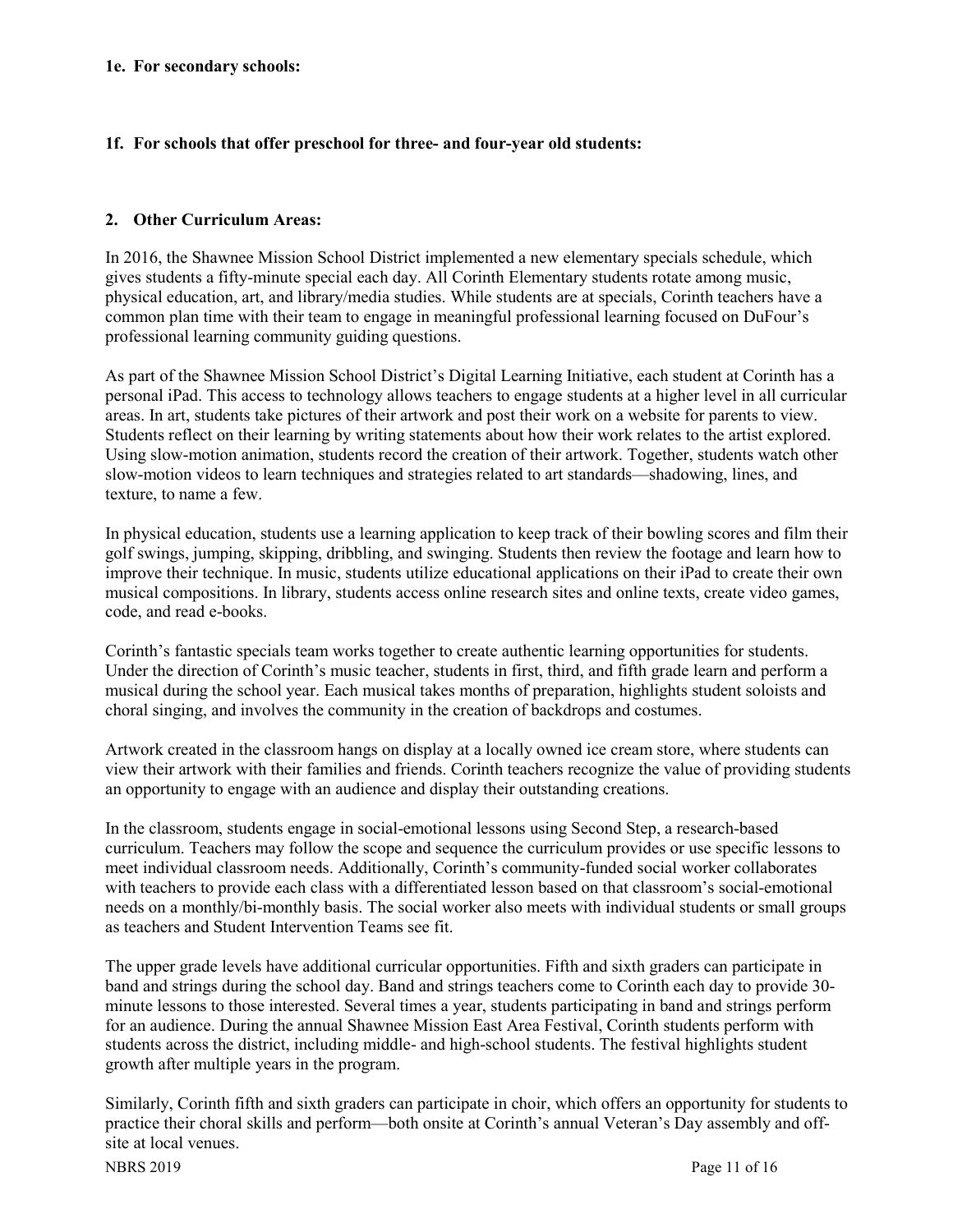**1e. For secondary schools:**

**1f. For schools that offer preschool for three- and four-year old students:**

**2. Other Curriculum Areas:**

In 2016, the Shawnee Mission School District implemented a new elementary specials schedule, which gives students a fifty-minute special each day. All Corinth Elementary students rotate among music, physical education, art, and library/media studies. While students are at specials, Corinth teachers have a common plan time with their team to engage in meaningful professional learning focused on DuFour's professional learning community guiding questions.

As part of the Shawnee Mission School District's Digital Learning Initiative, each student at Corinth has a personal iPad. This access to technology allows teachers to engage students at a higher level in all curricular areas. In art, students take pictures of their artwork and post their work on a website for parents to view. Students reflect on their learning by writing statements about how their work relates to the artist explored. Using slow-motion animation, students record the creation of their artwork. Together, students watch other slow-motion videos to learn techniques and strategies related to art standards—shadowing, lines, and texture, to name a few.

In physical education, students use a learning application to keep track of their bowling scores and film their golf swings, jumping, skipping, dribbling, and swinging. Students then review the footage and learn how to improve their technique. In music, students utilize educational applications on their iPad to create their own musical compositions. In library, students access online research sites and online texts, create video games, code, and read e-books.

Corinth's fantastic specials team works together to create authentic learning opportunities for students. Under the direction of Corinth's music teacher, students in first, third, and fifth grade learn and perform a musical during the school year. Each musical takes months of preparation, highlights student soloists and choral singing, and involves the community in the creation of backdrops and costumes.

Artwork created in the classroom hangs on display at a locally owned ice cream store, where students can view their artwork with their families and friends. Corinth teachers recognize the value of providing students an opportunity to engage with an audience and display their outstanding creations.

In the classroom, students engage in social-emotional lessons using Second Step, a research-based curriculum. Teachers may follow the scope and sequence the curriculum provides or use specific lessons to meet individual classroom needs. Additionally, Corinth's community-funded social worker collaborates with teachers to provide each class with a differentiated lesson based on that classroom's social-emotional needs on a monthly/bi-monthly basis. The social worker also meets with individual students or small groups as teachers and Student Intervention Teams see fit.

The upper grade levels have additional curricular opportunities. Fifth and sixth graders can participate in band and strings during the school day. Band and strings teachers come to Corinth each day to provide 30-minute lessons to those interested. Several times a year, students participating in band and strings perform for an audience. During the annual Shawnee Mission East Area Festival, Corinth students perform with students across the district, including middle- and high-school students. The festival highlights student growth after multiple years in the program.

Similarly, Corinth fifth and sixth graders can participate in choir, which offers an opportunity for students to practice their choral skills and perform—both onsite at Corinth's annual Veteran's Day assembly and off-site at local venues.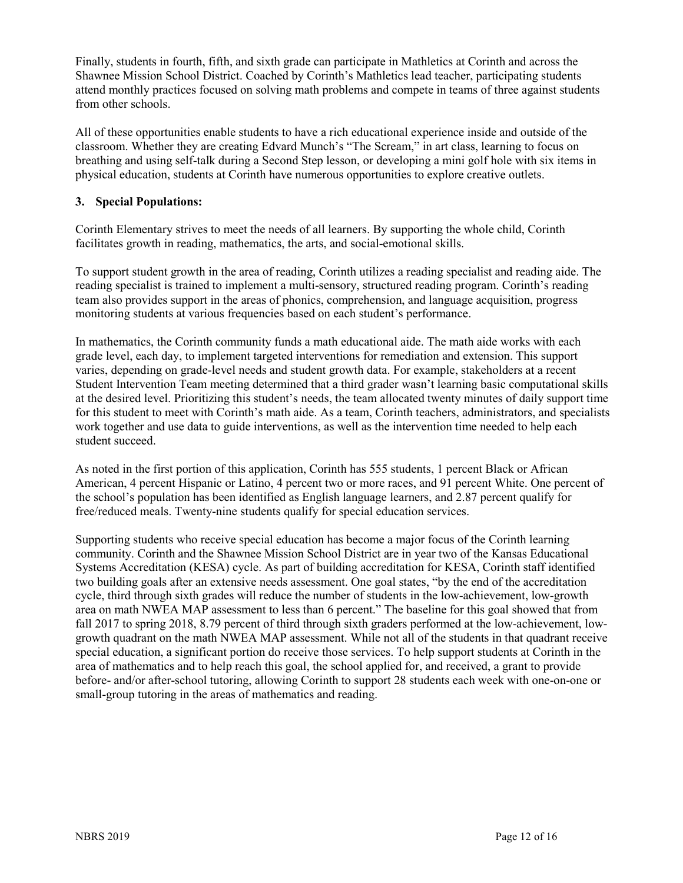Finally, students in fourth, fifth, and sixth grade can participate in Mathletics at Corinth and across the Shawnee Mission School District. Coached by Corinth's Mathletics lead teacher, participating students attend monthly practices focused on solving math problems and compete in teams of three against students from other schools.

All of these opportunities enable students to have a rich educational experience inside and outside of the classroom. Whether they are creating Edvard Munch's "The Scream," in art class, learning to focus on breathing and using self-talk during a Second Step lesson, or developing a mini golf hole with six items in physical education, students at Corinth have numerous opportunities to explore creative outlets.

### 3. Special Populations:

Corinth Elementary strives to meet the needs of all learners. By supporting the whole child, Corinth facilitates growth in reading, mathematics, the arts, and social-emotional skills.

To support student growth in the area of reading, Corinth utilizes a reading specialist and reading aide. The reading specialist is trained to implement a multi-sensory, structured reading program. Corinth's reading team also provides support in the areas of phonics, comprehension, and language acquisition, progress monitoring students at various frequencies based on each student's performance.

In mathematics, the Corinth community funds a math educational aide. The math aide works with each grade level, each day, to implement targeted interventions for remediation and extension. This support varies, depending on grade-level needs and student growth data. For example, stakeholders at a recent Student Intervention Team meeting determined that a third grader wasn't learning basic computational skills at the desired level. Prioritizing this student's needs, the team allocated twenty minutes of daily support time for this student to meet with Corinth's math aide. As a team, Corinth teachers, administrators, and specialists work together and use data to guide interventions, as well as the intervention time needed to help each student succeed.

As noted in the first portion of this application, Corinth has 555 students, 1 percent Black or African American, 4 percent Hispanic or Latino, 4 percent two or more races, and 91 percent White. One percent of the school's population has been identified as English language learners, and 2.87 percent qualify for free/reduced meals. Twenty-nine students qualify for special education services.

Supporting students who receive special education has become a major focus of the Corinth learning community. Corinth and the Shawnee Mission School District are in year two of the Kansas Educational Systems Accreditation (KESA) cycle. As part of building accreditation for KESA, Corinth staff identified two building goals after an extensive needs assessment. One goal states, "by the end of the accreditation cycle, third through sixth grades will reduce the number of students in the low-achievement, low-growth area on math NWEA MAP assessment to less than 6 percent." The baseline for this goal showed that from fall 2017 to spring 2018, 8.79 percent of third through sixth graders performed at the low-achievement, low-growth quadrant on the math NWEA MAP assessment. While not all of the students in that quadrant receive special education, a significant portion do receive those services. To help support students at Corinth in the area of mathematics and to help reach this goal, the school applied for, and received, a grant to provide before- and/or after-school tutoring, allowing Corinth to support 28 students each week with one-on-one or small-group tutoring in the areas of mathematics and reading.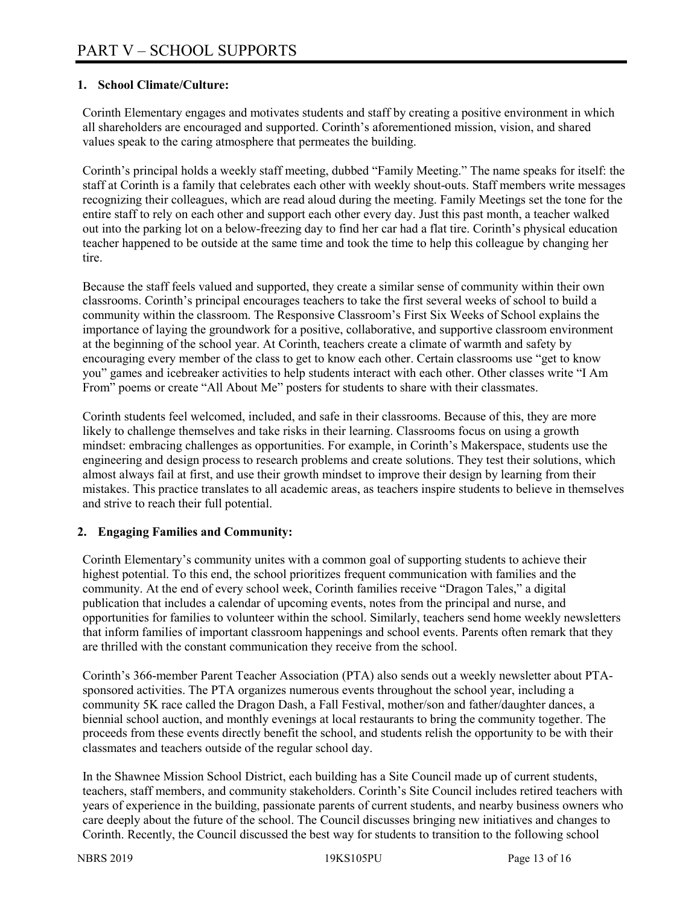# PART V – SCHOOL SUPPORTS

**1. School Climate/Culture:**

Corinth Elementary engages and motivates students and staff by creating a positive environment in which all shareholders are encouraged and supported. Corinth's aforementioned mission, vision, and shared values speak to the caring atmosphere that permeates the building.

Corinth's principal holds a weekly staff meeting, dubbed "Family Meeting." The name speaks for itself: the staff at Corinth is a family that celebrates each other with weekly shout-outs. Staff members write messages recognizing their colleagues, which are read aloud during the meeting. Family Meetings set the tone for the entire staff to rely on each other and support each other every day. Just this past month, a teacher walked out into the parking lot on a below-freezing day to find her car had a flat tire. Corinth's physical education teacher happened to be outside at the same time and took the time to help this colleague by changing her tire.

Because the staff feels valued and supported, they create a similar sense of community within their own classrooms. Corinth's principal encourages teachers to take the first several weeks of school to build a community within the classroom. The Responsive Classroom's First Six Weeks of School explains the importance of laying the groundwork for a positive, collaborative, and supportive classroom environment at the beginning of the school year. At Corinth, teachers create a climate of warmth and safety by encouraging every member of the class to get to know each other. Certain classrooms use "get to know you" games and icebreaker activities to help students interact with each other. Other classes write "I Am From" poems or create "All About Me" posters for students to share with their classmates.

Corinth students feel welcomed, included, and safe in their classrooms. Because of this, they are more likely to challenge themselves and take risks in their learning. Classrooms focus on using a growth mindset: embracing challenges as opportunities. For example, in Corinth's Makerspace, students use the engineering and design process to research problems and create solutions. They test their solutions, which almost always fail at first, and use their growth mindset to improve their design by learning from their mistakes. This practice translates to all academic areas, as teachers inspire students to believe in themselves and strive to reach their full potential.

**2. Engaging Families and Community:**

Corinth Elementary's community unites with a common goal of supporting students to achieve their highest potential. To this end, the school prioritizes frequent communication with families and the community. At the end of every school week, Corinth families receive "Dragon Tales," a digital publication that includes a calendar of upcoming events, notes from the principal and nurse, and opportunities for families to volunteer within the school. Similarly, teachers send home weekly newsletters that inform families of important classroom happenings and school events. Parents often remark that they are thrilled with the constant communication they receive from the school.

Corinth's 366-member Parent Teacher Association (PTA) also sends out a weekly newsletter about PTA-sponsored activities. The PTA organizes numerous events throughout the school year, including a community 5K race called the Dragon Dash, a Fall Festival, mother/son and father/daughter dances, a biennial school auction, and monthly evenings at local restaurants to bring the community together. The proceeds from these events directly benefit the school, and students relish the opportunity to be with their classmates and teachers outside of the regular school day.

In the Shawnee Mission School District, each building has a Site Council made up of current students, teachers, staff members, and community stakeholders. Corinth's Site Council includes retired teachers with years of experience in the building, passionate parents of current students, and nearby business owners who care deeply about the future of the school. The Council discusses bringing new initiatives and changes to Corinth. Recently, the Council discussed the best way for students to transition to the following school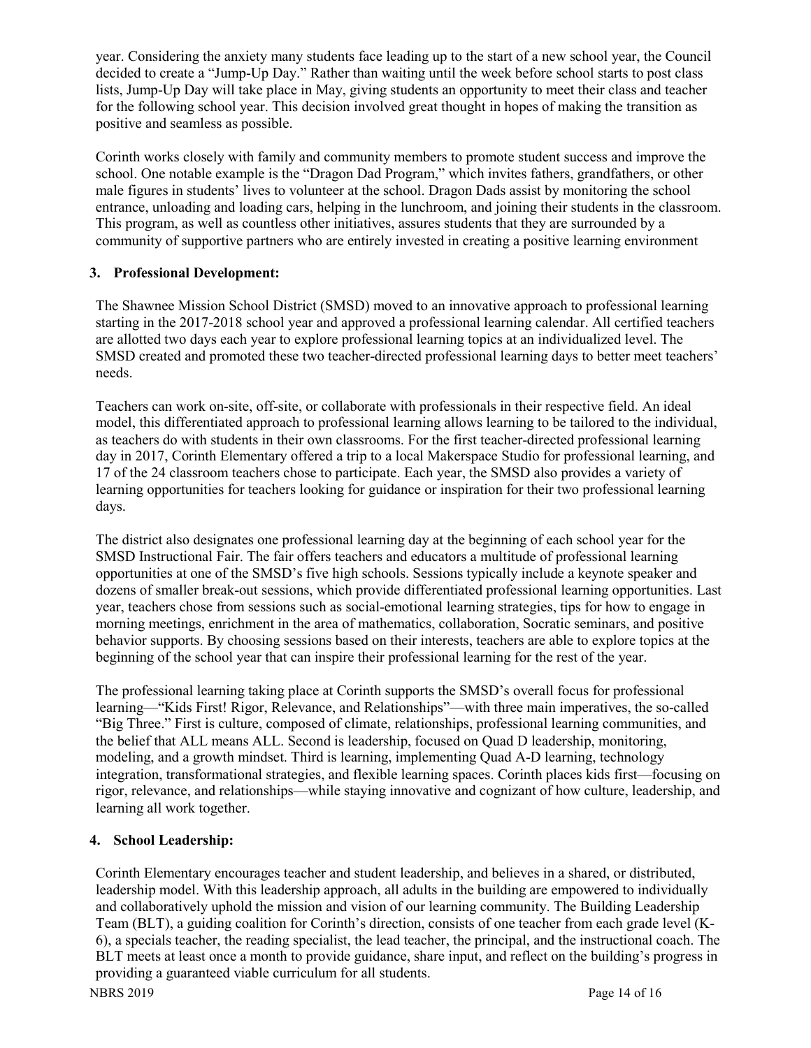year. Considering the anxiety many students face leading up to the start of a new school year, the Council decided to create a "Jump-Up Day." Rather than waiting until the week before school starts to post class lists, Jump-Up Day will take place in May, giving students an opportunity to meet their class and teacher for the following school year. This decision involved great thought in hopes of making the transition as positive and seamless as possible.

Corinth works closely with family and community members to promote student success and improve the school. One notable example is the "Dragon Dad Program," which invites fathers, grandfathers, or other male figures in students' lives to volunteer at the school. Dragon Dads assist by monitoring the school entrance, unloading and loading cars, helping in the lunchroom, and joining their students in the classroom. This program, as well as countless other initiatives, assures students that they are surrounded by a community of supportive partners who are entirely invested in creating a positive learning environment

**3. Professional Development:**

The Shawnee Mission School District (SMSD) moved to an innovative approach to professional learning starting in the 2017-2018 school year and approved a professional learning calendar. All certified teachers are allotted two days each year to explore professional learning topics at an individualized level. The SMSD created and promoted these two teacher-directed professional learning days to better meet teachers' needs.

Teachers can work on-site, off-site, or collaborate with professionals in their respective field. An ideal model, this differentiated approach to professional learning allows learning to be tailored to the individual, as teachers do with students in their own classrooms. For the first teacher-directed professional learning day in 2017, Corinth Elementary offered a trip to a local Makerspace Studio for professional learning, and 17 of the 24 classroom teachers chose to participate. Each year, the SMSD also provides a variety of learning opportunities for teachers looking for guidance or inspiration for their two professional learning days.

The district also designates one professional learning day at the beginning of each school year for the SMSD Instructional Fair. The fair offers teachers and educators a multitude of professional learning opportunities at one of the SMSD's five high schools. Sessions typically include a keynote speaker and dozens of smaller break-out sessions, which provide differentiated professional learning opportunities. Last year, teachers chose from sessions such as social-emotional learning strategies, tips for how to engage in morning meetings, enrichment in the area of mathematics, collaboration, Socratic seminars, and positive behavior supports. By choosing sessions based on their interests, teachers are able to explore topics at the beginning of the school year that can inspire their professional learning for the rest of the year.

The professional learning taking place at Corinth supports the SMSD's overall focus for professional learning—"Kids First! Rigor, Relevance, and Relationships"—with three main imperatives, the so-called "Big Three." First is culture, composed of climate, relationships, professional learning communities, and the belief that ALL means ALL. Second is leadership, focused on Quad D leadership, monitoring, modeling, and a growth mindset. Third is learning, implementing Quad A-D learning, technology integration, transformational strategies, and flexible learning spaces. Corinth places kids first—focusing on rigor, relevance, and relationships—while staying innovative and cognizant of how culture, leadership, and learning all work together.

**4. School Leadership:**

Corinth Elementary encourages teacher and student leadership, and believes in a shared, or distributed, leadership model. With this leadership approach, all adults in the building are empowered to individually and collaboratively uphold the mission and vision of our learning community. The Building Leadership Team (BLT), a guiding coalition for Corinth's direction, consists of one teacher from each grade level (K-6), a specials teacher, the reading specialist, the lead teacher, the principal, and the instructional coach. The BLT meets at least once a month to provide guidance, share input, and reflect on the building's progress in providing a guaranteed viable curriculum for all students.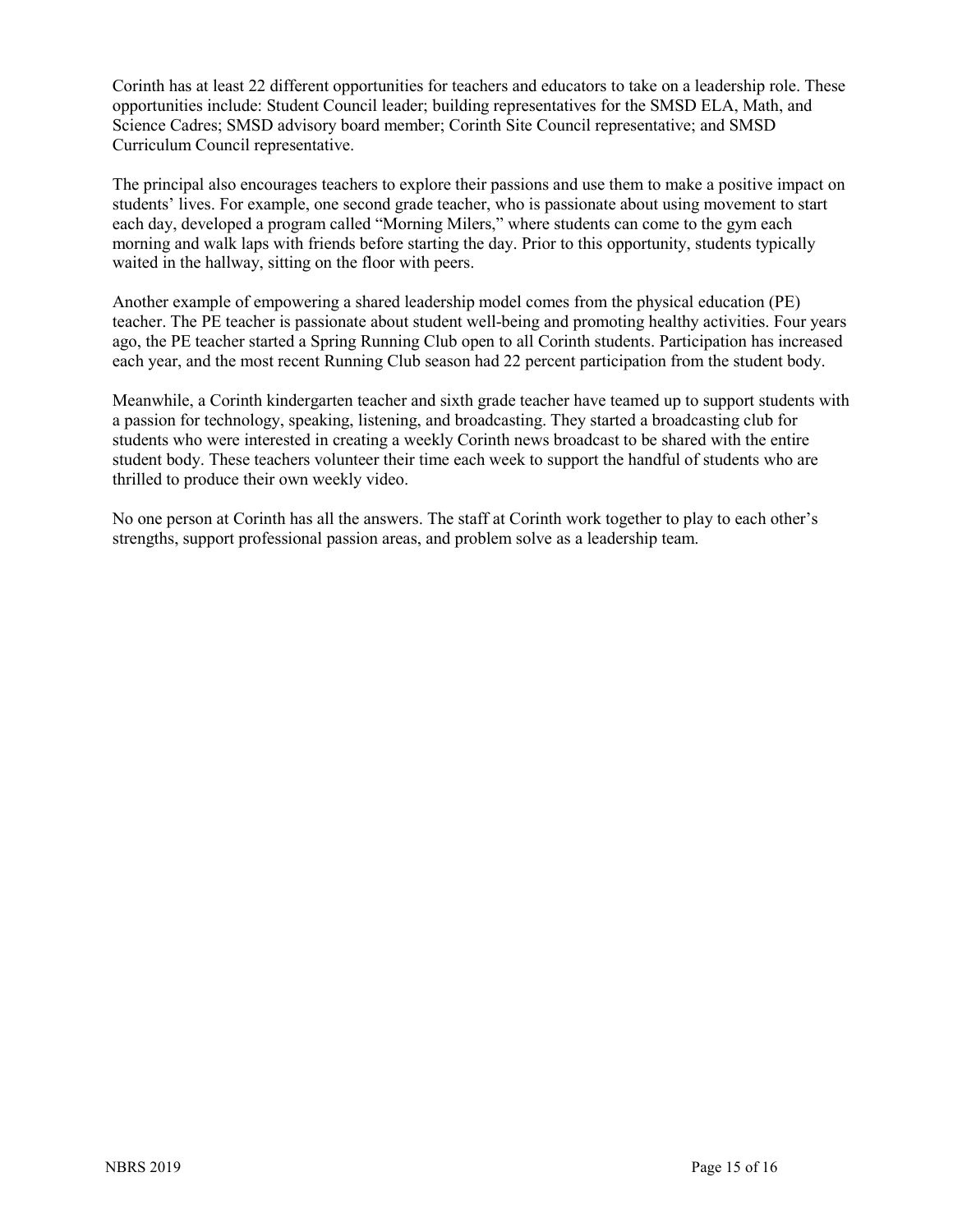Corinth has at least 22 different opportunities for teachers and educators to take on a leadership role. These opportunities include: Student Council leader; building representatives for the SMSD ELA, Math, and Science Cadres; SMSD advisory board member; Corinth Site Council representative; and SMSD Curriculum Council representative.

The principal also encourages teachers to explore their passions and use them to make a positive impact on students' lives. For example, one second grade teacher, who is passionate about using movement to start each day, developed a program called "Morning Milers," where students can come to the gym each morning and walk laps with friends before starting the day. Prior to this opportunity, students typically waited in the hallway, sitting on the floor with peers.

Another example of empowering a shared leadership model comes from the physical education (PE) teacher. The PE teacher is passionate about student well-being and promoting healthy activities. Four years ago, the PE teacher started a Spring Running Club open to all Corinth students. Participation has increased each year, and the most recent Running Club season had 22 percent participation from the student body.

Meanwhile, a Corinth kindergarten teacher and sixth grade teacher have teamed up to support students with a passion for technology, speaking, listening, and broadcasting. They started a broadcasting club for students who were interested in creating a weekly Corinth news broadcast to be shared with the entire student body. These teachers volunteer their time each week to support the handful of students who are thrilled to produce their own weekly video.

No one person at Corinth has all the answers. The staff at Corinth work together to play to each other's strengths, support professional passion areas, and problem solve as a leadership team.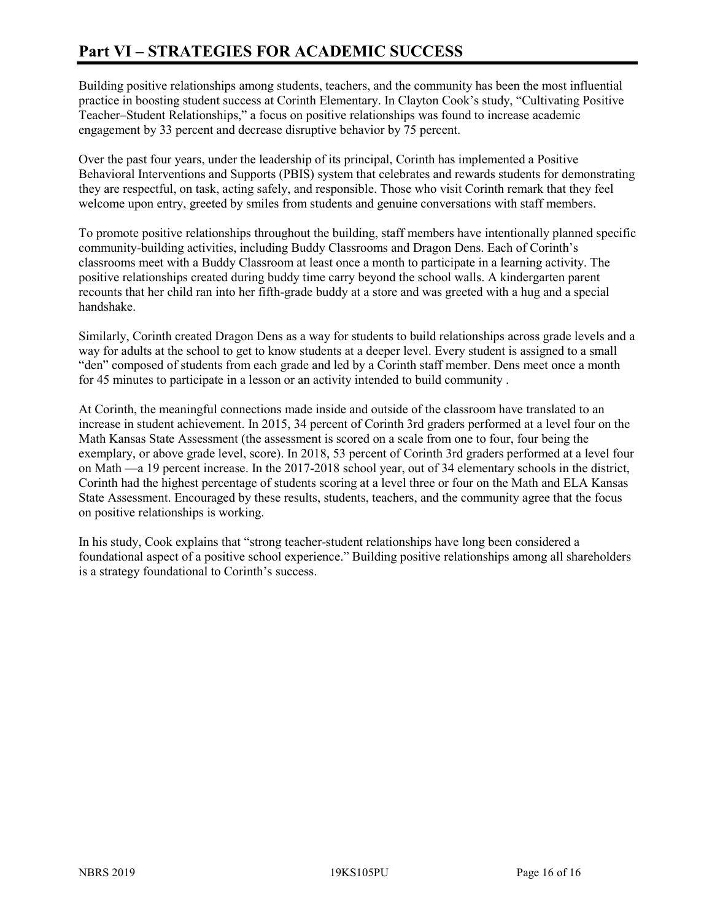# Part VI – STRATEGIES FOR ACADEMIC SUCCESS

Building positive relationships among students, teachers, and the community has been the most influential practice in boosting student success at Corinth Elementary. In Clayton Cook's study, "Cultivating Positive Teacher–Student Relationships," a focus on positive relationships was found to increase academic engagement by 33 percent and decrease disruptive behavior by 75 percent.

Over the past four years, under the leadership of its principal, Corinth has implemented a Positive Behavioral Interventions and Supports (PBIS) system that celebrates and rewards students for demonstrating they are respectful, on task, acting safely, and responsible. Those who visit Corinth remark that they feel welcome upon entry, greeted by smiles from students and genuine conversations with staff members.

To promote positive relationships throughout the building, staff members have intentionally planned specific community-building activities, including Buddy Classrooms and Dragon Dens. Each of Corinth's classrooms meet with a Buddy Classroom at least once a month to participate in a learning activity. The positive relationships created during buddy time carry beyond the school walls. A kindergarten parent recounts that her child ran into her fifth-grade buddy at a store and was greeted with a hug and a special handshake.

Similarly, Corinth created Dragon Dens as a way for students to build relationships across grade levels and a way for adults at the school to get to know students at a deeper level. Every student is assigned to a small "den" composed of students from each grade and led by a Corinth staff member. Dens meet once a month for 45 minutes to participate in a lesson or an activity intended to build community .

At Corinth, the meaningful connections made inside and outside of the classroom have translated to an increase in student achievement. In 2015, 34 percent of Corinth 3rd graders performed at a level four on the Math Kansas State Assessment (the assessment is scored on a scale from one to four, four being the exemplary, or above grade level, score). In 2018, 53 percent of Corinth 3rd graders performed at a level four on Math —a 19 percent increase. In the 2017-2018 school year, out of 34 elementary schools in the district, Corinth had the highest percentage of students scoring at a level three or four on the Math and ELA Kansas State Assessment. Encouraged by these results, students, teachers, and the community agree that the focus on positive relationships is working.

In his study, Cook explains that "strong teacher-student relationships have long been considered a foundational aspect of a positive school experience." Building positive relationships among all shareholders is a strategy foundational to Corinth's success.